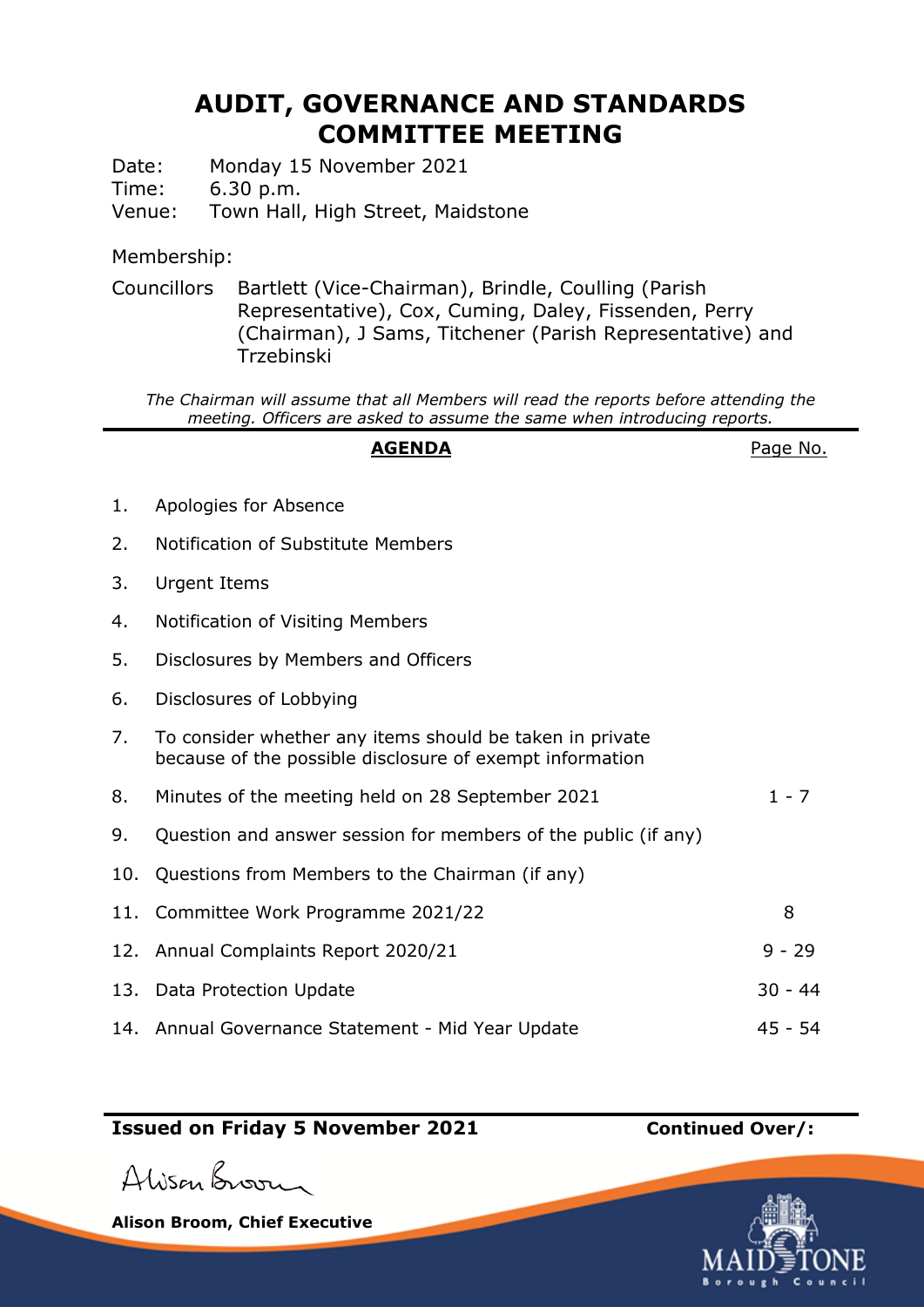# AUDIT, GOVERNANCE AND STANDARDS COMMITTEE MEETING

Date: Monday 15 November 2021
Time: 6.30 p.m.
Venue: Town Hall, High Street, Maidstone

Membership:

Councillors Bartlett (Vice-Chairman), Brindle, Coulling (Parish Representative), Cox, Cuming, Daley, Fissenden, Perry (Chairman), J Sams, Titchener (Parish Representative) and Trzebinski

*The Chairman will assume that all Members will read the reports before attending the meeting. Officers are asked to assume the same when introducing reports.*

| | **AGENDA** | Page No. |
|---|---|---|
| 1. | Apologies for Absence | |
| 2. | Notification of Substitute Members | |
| 3. | Urgent Items | |
| 4. | Notification of Visiting Members | |
| 5. | Disclosures by Members and Officers | |
| 6. | Disclosures of Lobbying | |
| 7. | To consider whether any items should be taken in private because of the possible disclosure of exempt information | |
| 8. | Minutes of the meeting held on 28 September 2021 | 1 - 7 |
| 9. | Question and answer session for members of the public (if any) | |
| 10. | Questions from Members to the Chairman (if any) | |
| 11. | Committee Work Programme 2021/22 | 8 |
| 12. | Annual Complaints Report 2020/21 | 9 - 29 |
| 13. | Data Protection Update | 30 - 44 |
| 14. | Annual Governance Statement - Mid Year Update | 45 - 54 |

**Issued on Friday 5 November 2021** **Continued Over/:**

Alison Broom

**Alison Broom, Chief Executive**

MAIDSTONE Borough Council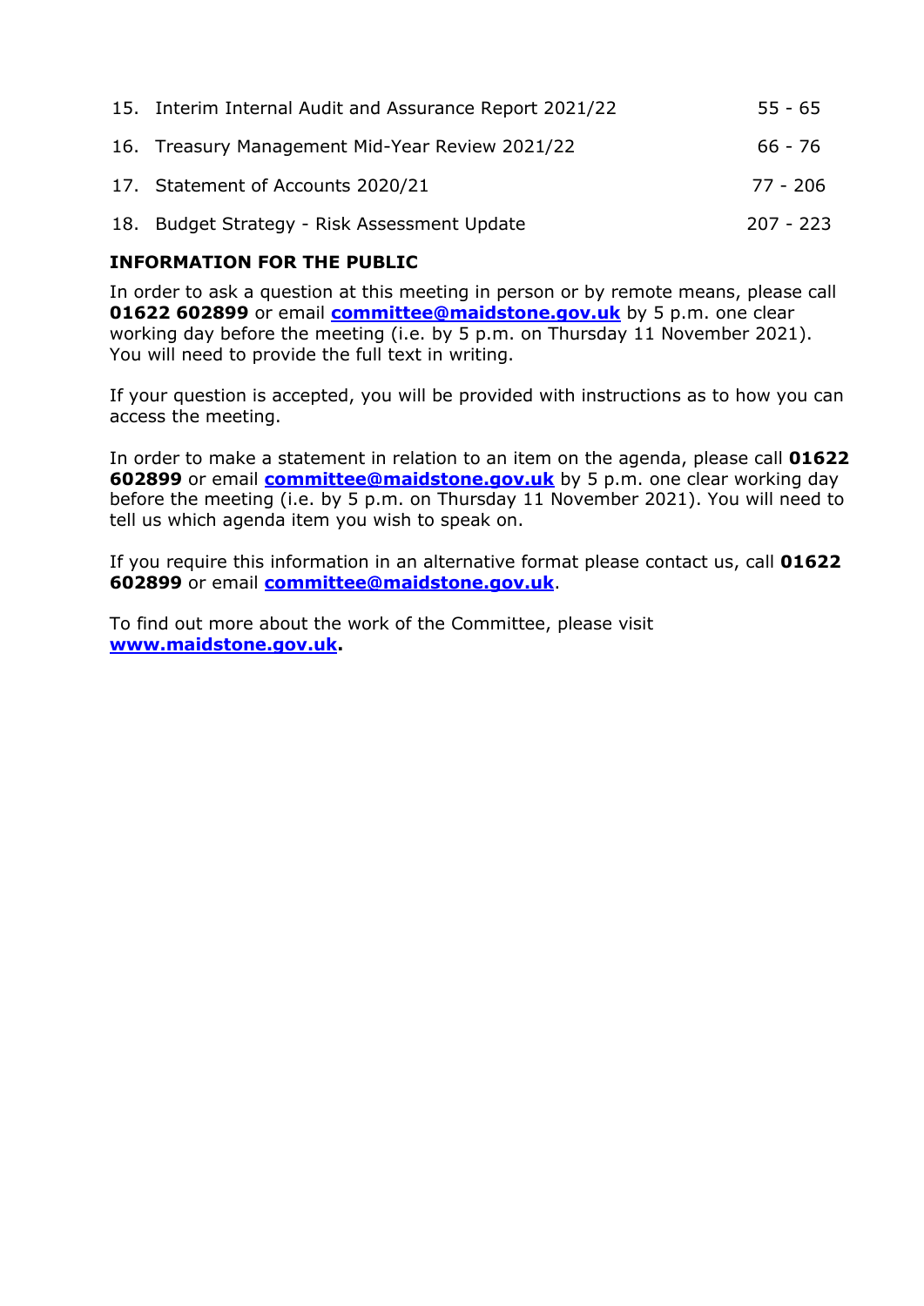| | | |
|---|---|---|
| 15. | Interim Internal Audit and Assurance Report 2021/22 | 55 - 65 |
| 16. | Treasury Management Mid-Year Review 2021/22 | 66 - 76 |
| 17. | Statement of Accounts 2020/21 | 77 - 206 |
| 18. | Budget Strategy - Risk Assessment Update | 207 - 223 |

**INFORMATION FOR THE PUBLIC**

In order to ask a question at this meeting in person or by remote means, please call **01622 602899** or email **committee@maidstone.gov.uk** by 5 p.m. one clear working day before the meeting (i.e. by 5 p.m. on Thursday 11 November 2021). You will need to provide the full text in writing.

If your question is accepted, you will be provided with instructions as to how you can access the meeting.

In order to make a statement in relation to an item on the agenda, please call **01622 602899** or email **committee@maidstone.gov.uk** by 5 p.m. one clear working day before the meeting (i.e. by 5 p.m. on Thursday 11 November 2021). You will need to tell us which agenda item you wish to speak on.

If you require this information in an alternative format please contact us, call **01622 602899** or email **committee@maidstone.gov.uk**.

To find out more about the work of the Committee, please visit **www.maidstone.gov.uk.**